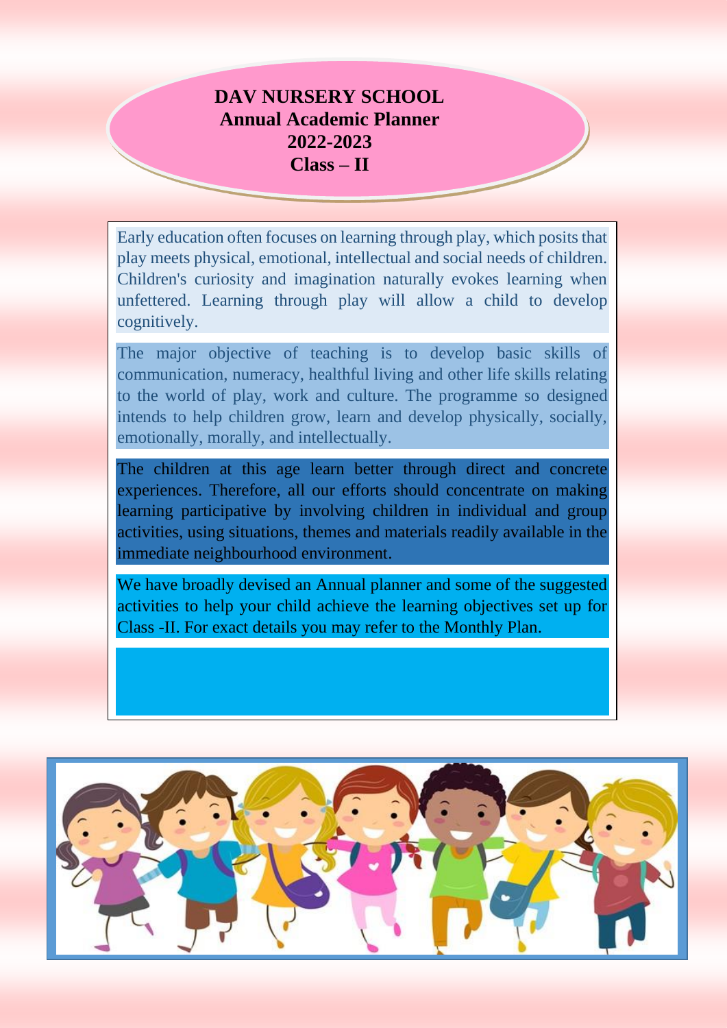# DAV NURSERY SCHOOL
## Annual Academic Planner
## 2022-2023
## Class – II

Early education often focuses on learning through play, which posits that play meets physical, emotional, intellectual and social needs of children. Children's curiosity and imagination naturally evokes learning when unfettered. Learning through play will allow a child to develop cognitively.

The major objective of teaching is to develop basic skills of communication, numeracy, healthful living and other life skills relating to the world of play, work and culture. The programme so designed intends to help children grow, learn and develop physically, socially, emotionally, morally, and intellectually.

The children at this age learn better through direct and concrete experiences. Therefore, all our efforts should concentrate on making learning participative by involving children in individual and group activities, using situations, themes and materials readily available in the immediate neighbourhood environment.

We have broadly devised an Annual planner and some of the suggested activities to help your child achieve the learning objectives set up for Class -II. For exact details you may refer to the Monthly Plan.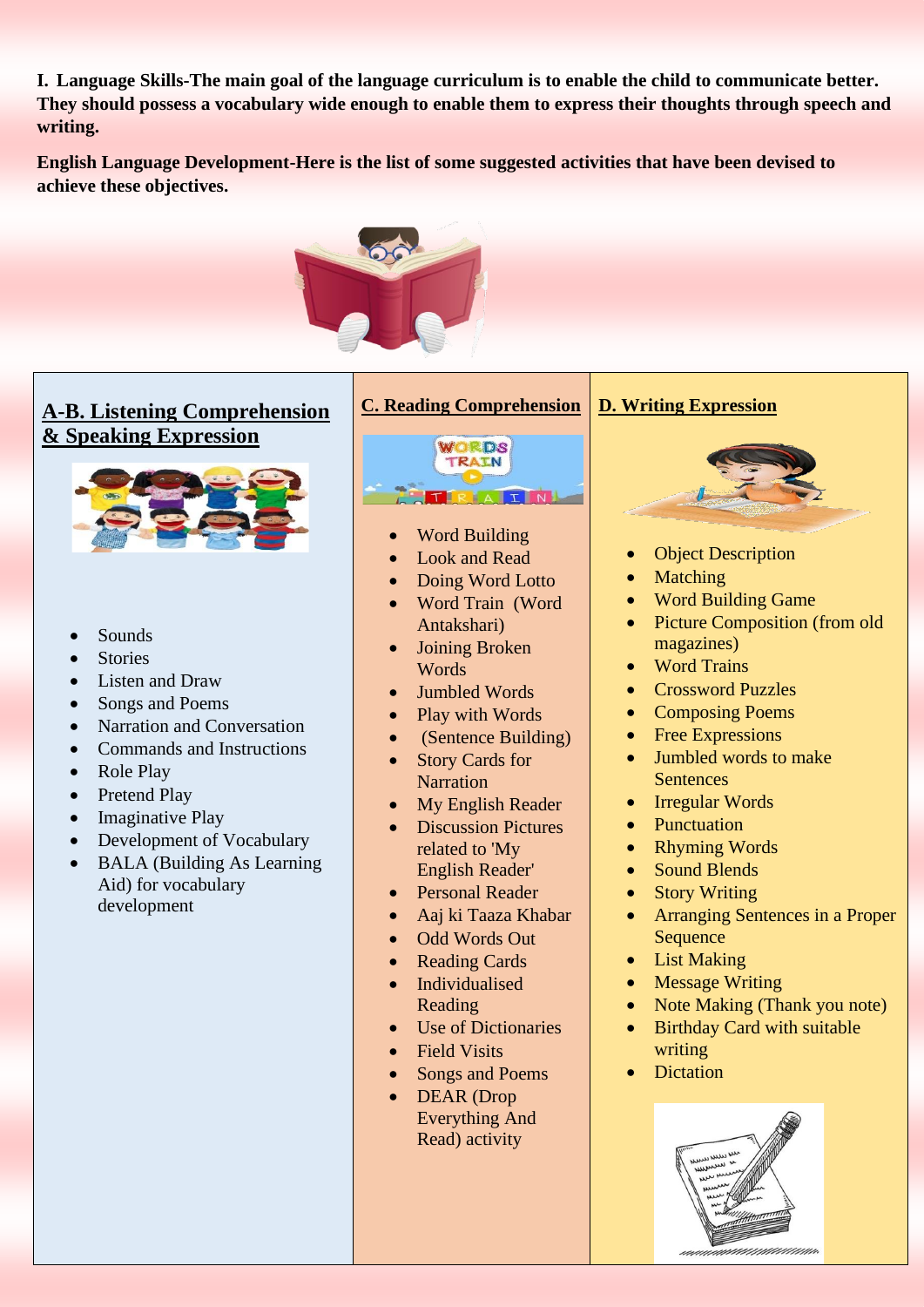**I. Language Skills-The main goal of the language curriculum is to enable the child to communicate better. They should possess a vocabulary wide enough to enable them to express their thoughts through speech and writing.**

**English Language Development-Here is the list of some suggested activities that have been devised to achieve these objectives.**

## A-B. Listening Comprehension & Speaking Expression

- Sounds
- Stories
- Listen and Draw
- Songs and Poems
- Narration and Conversation
- Commands and Instructions
- Role Play
- Pretend Play
- Imaginative Play
- Development of Vocabulary
- BALA (Building As Learning Aid) for vocabulary development

## C. Reading Comprehension

- Word Building
- Look and Read
- Doing Word Lotto
- Word Train (Word Antakshari)
- Joining Broken Words
- Jumbled Words
- Play with Words
- (Sentence Building)
- Story Cards for Narration
- My English Reader
- Discussion Pictures related to 'My English Reader'
- Personal Reader
- Aaj ki Taaza Khabar
- Odd Words Out
- Reading Cards
- Individualised Reading
- Use of Dictionaries
- Field Visits
- Songs and Poems
- DEAR (Drop Everything And Read) activity

## D. Writing Expression

- Object Description
- Matching
- Word Building Game
- Picture Composition (from old magazines)
- Word Trains
- Crossword Puzzles
- Composing Poems
- Free Expressions
- Jumbled words to make Sentences
- Irregular Words
- Punctuation
- Rhyming Words
- Sound Blends
- Story Writing
- Arranging Sentences in a Proper Sequence
- List Making
- Message Writing
- Note Making (Thank you note)
- Birthday Card with suitable writing
- Dictation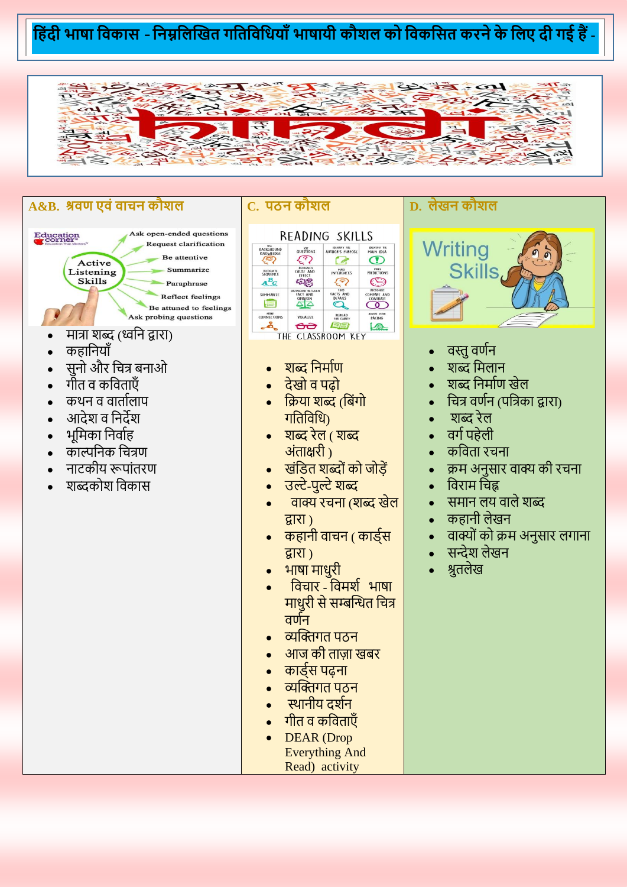# हिंदी भाषा विकास - निम्नलिखित गतिविधियाँ भाषायी कौशल को विकसित करने के लिए दी गई हैं -

## A&B. श्रवण एवं वाचन कौशल

- मात्रा शब्द (ध्वनि द्वारा)
- कहानियाँ
- सुनो और चित्र बनाओ
- गीत व कविताएँ
- कथन व वार्तालाप
- आदेश व निर्देश
- भूमिका निर्वाह
- काल्पनिक चित्रण
- नाटकीय रूपांतरण
- शब्दकोश विकास

## C. पठन कौशल

- शब्द निर्माण
- देखो व पढ़ो
- क्रिया शब्द (बिंगो गतिविधि)
- शब्द रेल ( शब्द अंताक्षरी )
- खंडित शब्दों को जोड़ें
- उल्टे-पुल्टे शब्द
- वाक्य रचना (शब्द खेल द्वारा )
- कहानी वाचन ( कार्ड्स द्वारा )
- भाषा माधुरी
- विचार - विमर्श भाषा माधुरी से सम्बन्धित चित्र वर्णन
- व्यक्तिगत पठन
- आज की ताज़ा खबर
- कार्ड्स पढ़ना
- व्यक्तिगत पठन
- स्थानीय दर्शन
- गीत व कविताएँ
- DEAR (Drop Everything And Read) activity

## D. लेखन कौशल

- वस्तु वर्णन
- शब्द मिलान
- शब्द निर्माण खेल
- चित्र वर्णन (पत्रिका द्वारा)
- शब्द रेल
- वर्ग पहेली
- कविता रचना
- क्रम अनुसार वाक्य की रचना
- विराम चिह्न
- समान लय वाले शब्द
- कहानी लेखन
- वाक्यों को क्रम अनुसार लगाना
- सन्देश लेखन
- श्रुतलेख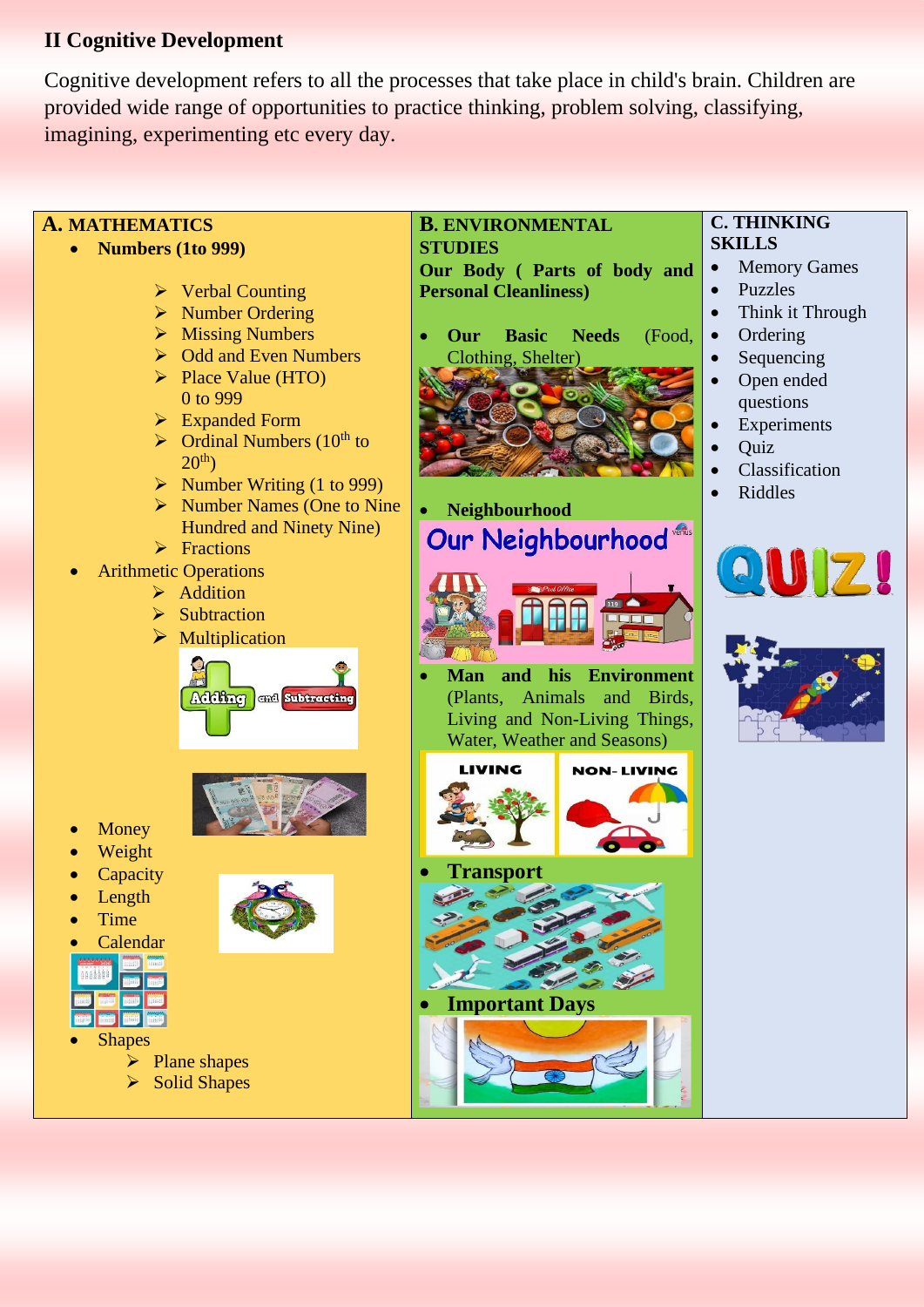## II Cognitive Development

Cognitive development refers to all the processes that take place in child's brain. Children are provided wide range of opportunities to practice thinking, problem solving, classifying, imagining, experimenting etc every day.

### A. MATHEMATICS

- **Numbers (1to 999)**
  - Verbal Counting
  - Number Ordering
  - Missing Numbers
  - Odd and Even Numbers
  - Place Value (HTO) 0 to 999
  - Expanded Form
  - Ordinal Numbers ($10^{th}$ to $20^{th}$)
  - Number Writing (1 to 999)
  - Number Names (One to Nine Hundred and Ninety Nine)
  - Fractions
- Arithmetic Operations
  - Addition
  - Subtraction
  - Multiplication
- Money
- Weight
- Capacity
- Length
- Time
- Calendar
- Shapes
  - Plane shapes
  - Solid Shapes

### B. ENVIRONMENTAL STUDIES

**Our Body ( Parts of body and Personal Cleanliness)**

- **Our Basic Needs** (Food, Clothing, Shelter)
- **Neighbourhood**
- **Man and his Environment** (Plants, Animals and Birds, Living and Non-Living Things, Water, Weather and Seasons)
- **Transport**
- **Important Days**

### C. THINKING SKILLS

- Memory Games
- Puzzles
- Think it Through
- Ordering
- Sequencing
- Open ended questions
- Experiments
- Quiz
- Classification
- Riddles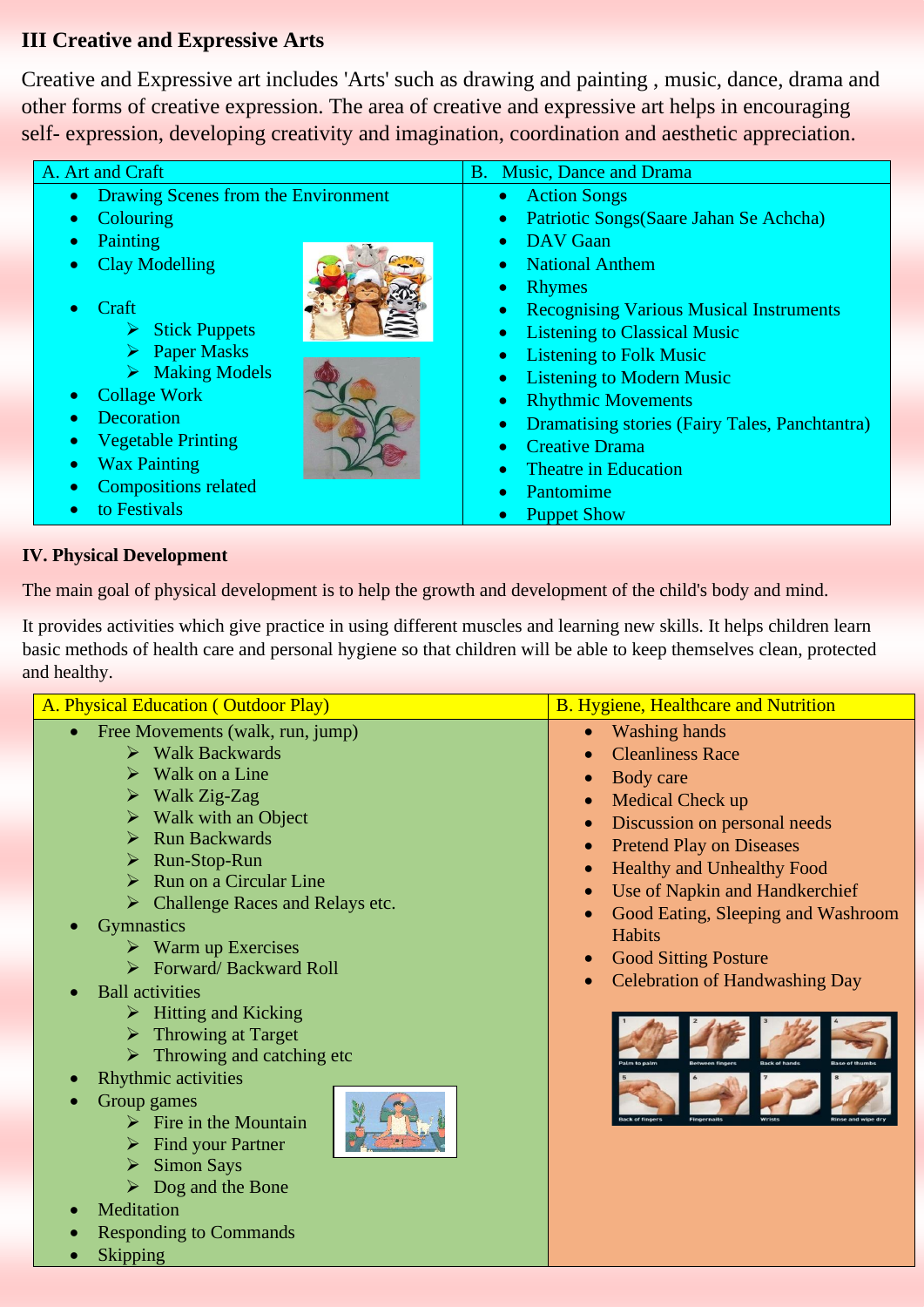## III Creative and Expressive Arts

Creative and Expressive art includes 'Arts' such as drawing and painting , music, dance, drama and other forms of creative expression. The area of creative and expressive art helps in encouraging self- expression, developing creativity and imagination, coordination and aesthetic appreciation.

| A. Art and Craft | B. Music, Dance and Drama |
| --- | --- |
| • Drawing Scenes from the Environment<br>• Colouring<br>• Painting<br>• Clay Modelling<br>• Craft<br>  ➢ Stick Puppets<br>  ➢ Paper Masks<br>  ➢ Making Models<br>• Collage Work<br>• Decoration<br>• Vegetable Printing<br>• Wax Painting<br>• Compositions related<br>• to Festivals | • Action Songs<br>• Patriotic Songs(Saare Jahan Se Achcha)<br>• DAV Gaan<br>• National Anthem<br>• Rhymes<br>• Recognising Various Musical Instruments<br>• Listening to Classical Music<br>• Listening to Folk Music<br>• Listening to Modern Music<br>• Rhythmic Movements<br>• Dramatising stories (Fairy Tales, Panchtantra)<br>• Creative Drama<br>• Theatre in Education<br>• Pantomime<br>• Puppet Show |

## IV. Physical Development

The main goal of physical development is to help the growth and development of the child's body and mind.

It provides activities which give practice in using different muscles and learning new skills. It helps children learn basic methods of health care and personal hygiene so that children will be able to keep themselves clean, protected and healthy.

| A. Physical Education ( Outdoor Play) | B. Hygiene, Healthcare and Nutrition |
| --- | --- |
| • Free Movements (walk, run, jump)<br>  ➢ Walk Backwards<br>  ➢ Walk on a Line<br>  ➢ Walk Zig-Zag<br>  ➢ Walk with an Object<br>  ➢ Run Backwards<br>  ➢ Run-Stop-Run<br>  ➢ Run on a Circular Line<br>  ➢ Challenge Races and Relays etc.<br>• Gymnastics<br>  ➢ Warm up Exercises<br>  ➢ Forward/ Backward Roll<br>• Ball activities<br>  ➢ Hitting and Kicking<br>  ➢ Throwing at Target<br>  ➢ Throwing and catching etc<br>• Rhythmic activities<br>• Group games<br>  ➢ Fire in the Mountain<br>  ➢ Find your Partner<br>  ➢ Simon Says<br>  ➢ Dog and the Bone<br>• Meditation<br>• Responding to Commands<br>• Skipping | • Washing hands<br>• Cleanliness Race<br>• Body care<br>• Medical Check up<br>• Discussion on personal needs<br>• Pretend Play on Diseases<br>• Healthy and Unhealthy Food<br>• Use of Napkin and Handkerchief<br>• Good Eating, Sleeping and Washroom Habits<br>• Good Sitting Posture<br>• Celebration of Handwashing Day |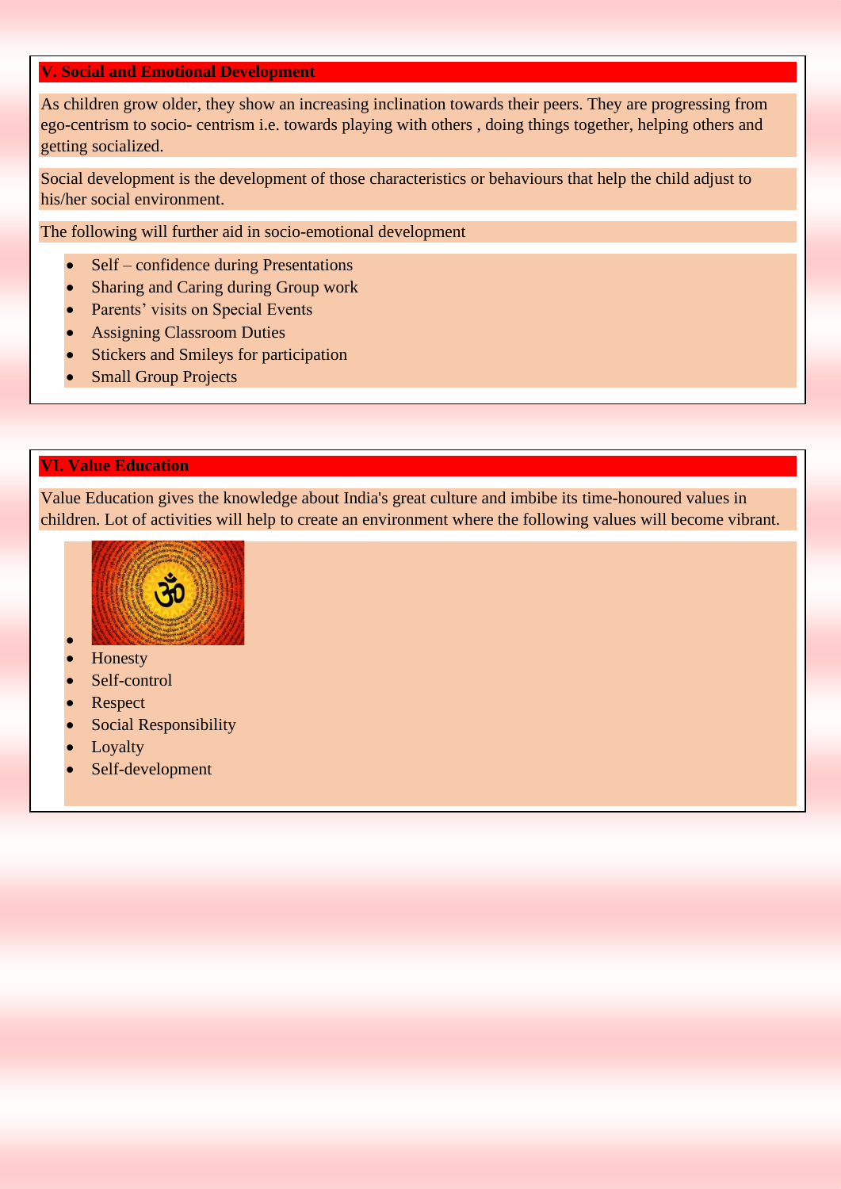## V. Social and Emotional Development

As children grow older, they show an increasing inclination towards their peers. They are progressing from ego-centrism to socio- centrism i.e. towards playing with others , doing things together, helping others and getting socialized.

Social development is the development of those characteristics or behaviours that help the child adjust to his/her social environment.

The following will further aid in socio-emotional development

- Self – confidence during Presentations
- Sharing and Caring during Group work
- Parents' visits on Special Events
- Assigning Classroom Duties
- Stickers and Smileys for participation
- Small Group Projects

## VI. Value Education

Value Education gives the knowledge about India's great culture and imbibe its time-honoured values in children. Lot of activities will help to create an environment where the following values will become vibrant.

- Honesty
- Self-control
- Respect
- Social Responsibility
- Loyalty
- Self-development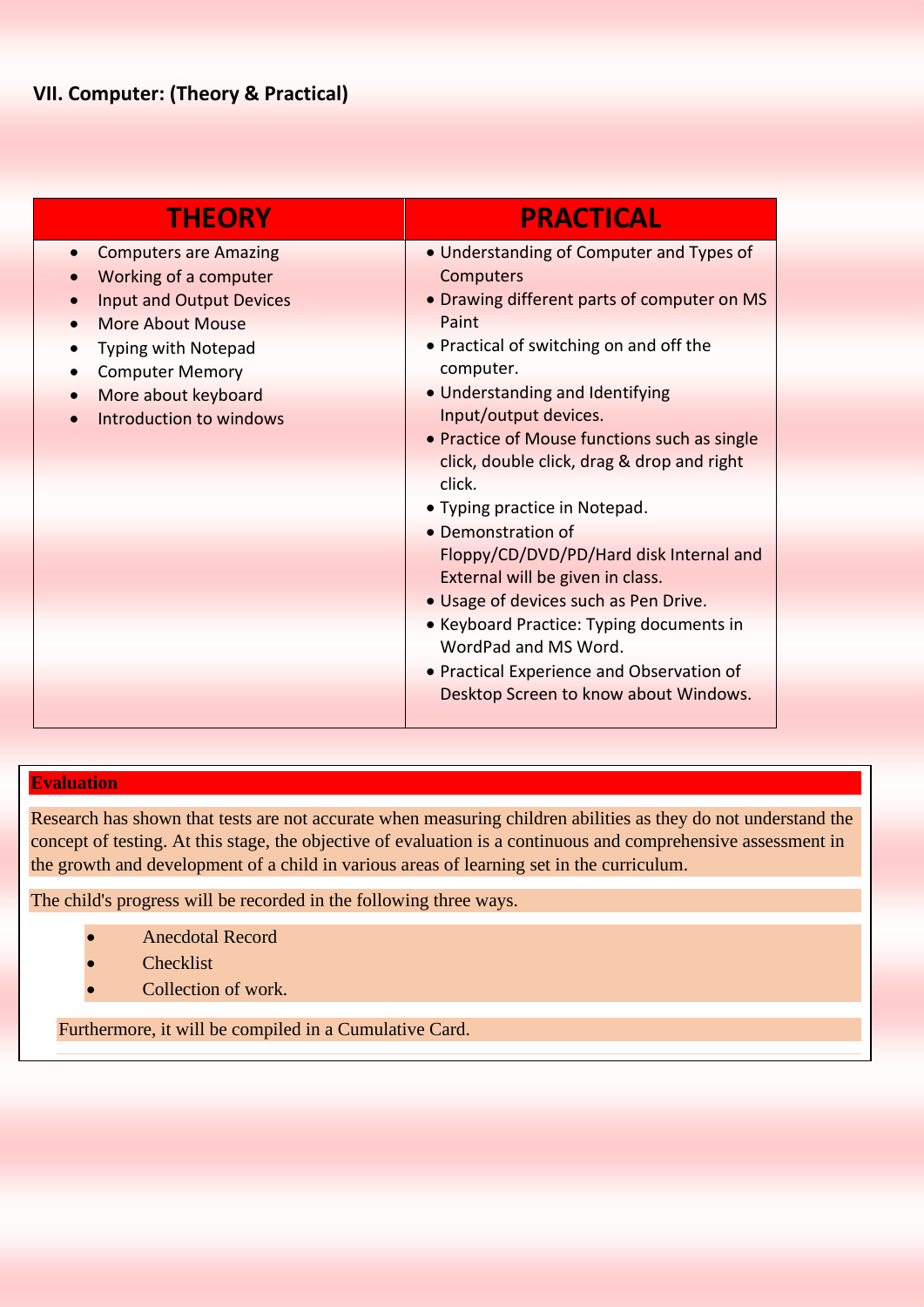## VII. Computer: (Theory & Practical)

| THEORY | PRACTICAL |
|---|---|
| • Computers are Amazing<br>• Working of a computer<br>• Input and Output Devices<br>• More About Mouse<br>• Typing with Notepad<br>• Computer Memory<br>• More about keyboard<br>• Introduction to windows | • Understanding of Computer and Types of Computers<br>• Drawing different parts of computer on MS Paint<br>• Practical of switching on and off the computer.<br>• Understanding and Identifying Input/output devices.<br>• Practice of Mouse functions such as single click, double click, drag & drop and right click.<br>• Typing practice in Notepad.<br>• Demonstration of Floppy/CD/DVD/PD/Hard disk Internal and External will be given in class.<br>• Usage of devices such as Pen Drive.<br>• Keyboard Practice: Typing documents in WordPad and MS Word.<br>• Practical Experience and Observation of Desktop Screen to know about Windows. |

### Evaluation

Research has shown that tests are not accurate when measuring children abilities as they do not understand the concept of testing. At this stage, the objective of evaluation is a continuous and comprehensive assessment in the growth and development of a child in various areas of learning set in the curriculum.

The child's progress will be recorded in the following three ways.

- Anecdotal Record
- Checklist
- Collection of work.

Furthermore, it will be compiled in a Cumulative Card.